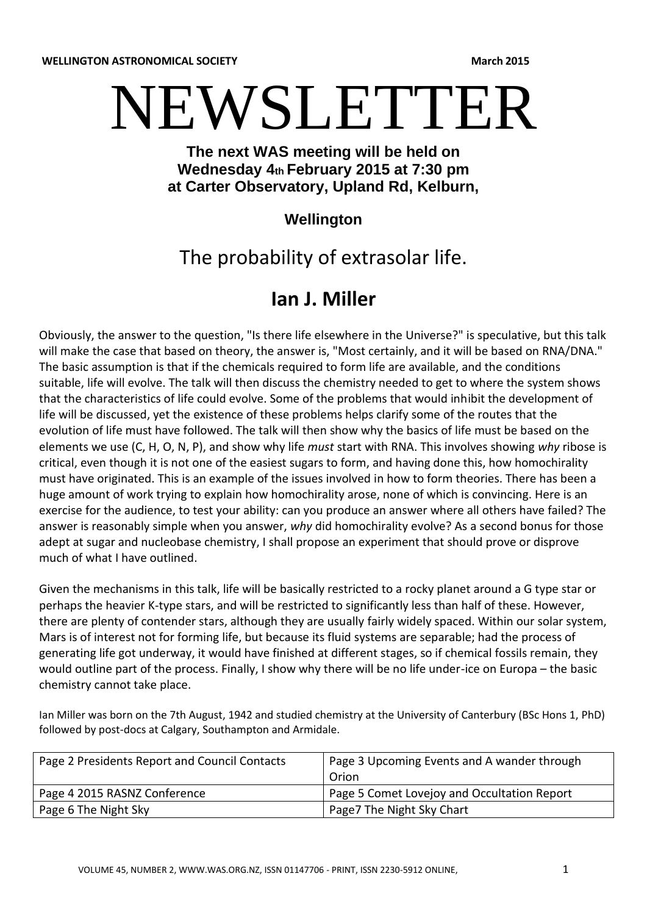**WELLINGTON ASTRONOMICAL SOCIETY** **March 2015**

# NEWSLETTER

**The next WAS meeting will be held on Wednesday 4th February 2015 at 7:30 pm at Carter Observatory, Upland Rd, Kelburn,**

**Wellington**

## The probability of extrasolar life.

## Ian J. Miller

Obviously, the answer to the question, "Is there life elsewhere in the Universe?" is speculative, but this talk will make the case that based on theory, the answer is, "Most certainly, and it will be based on RNA/DNA." The basic assumption is that if the chemicals required to form life are available, and the conditions suitable, life will evolve. The talk will then discuss the chemistry needed to get to where the system shows that the characteristics of life could evolve. Some of the problems that would inhibit the development of life will be discussed, yet the existence of these problems helps clarify some of the routes that the evolution of life must have followed. The talk will then show why the basics of life must be based on the elements we use (C, H, O, N, P), and show why life *must* start with RNA. This involves showing *why* ribose is critical, even though it is not one of the easiest sugars to form, and having done this, how homochirality must have originated. This is an example of the issues involved in how to form theories. There has been a huge amount of work trying to explain how homochirality arose, none of which is convincing. Here is an exercise for the audience, to test your ability: can you produce an answer where all others have failed? The answer is reasonably simple when you answer, *why* did homochirality evolve? As a second bonus for those adept at sugar and nucleobase chemistry, I shall propose an experiment that should prove or disprove much of what I have outlined.

Given the mechanisms in this talk, life will be basically restricted to a rocky planet around a G type star or perhaps the heavier K-type stars, and will be restricted to significantly less than half of these. However, there are plenty of contender stars, although they are usually fairly widely spaced. Within our solar system, Mars is of interest not for forming life, but because its fluid systems are separable; had the process of generating life got underway, it would have finished at different stages, so if chemical fossils remain, they would outline part of the process. Finally, I show why there will be no life under-ice on Europa – the basic chemistry cannot take place.

Ian Miller was born on the 7th August, 1942 and studied chemistry at the University of Canterbury (BSc Hons 1, PhD) followed by post-docs at Calgary, Southampton and Armidale.

| | |
|---|---|
| Page 2 Presidents Report and Council Contacts | Page 3 Upcoming Events and A wander through Orion |
| Page 4 2015 RASNZ Conference | Page 5 Comet Lovejoy and Occultation Report |
| Page 6 The Night Sky | Page7 The Night Sky Chart |

VOLUME 45, NUMBER 2, WWW.WAS.ORG.NZ, ISSN 01147706 - PRINT, ISSN 2230-5912 ONLINE,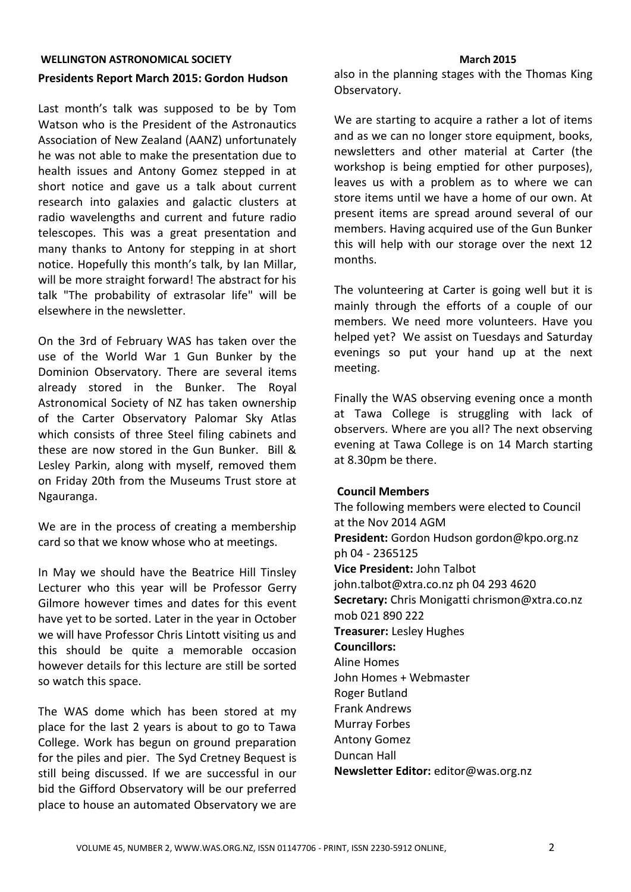## Presidents Report March 2015: Gordon Hudson

Last month's talk was supposed to be by Tom Watson who is the President of the Astronautics Association of New Zealand (AANZ) unfortunately he was not able to make the presentation due to health issues and Antony Gomez stepped in at short notice and gave us a talk about current research into galaxies and galactic clusters at radio wavelengths and current and future radio telescopes. This was a great presentation and many thanks to Antony for stepping in at short notice. Hopefully this month's talk, by Ian Millar, will be more straight forward! The abstract for his talk "The probability of extrasolar life" will be elsewhere in the newsletter.

On the 3rd of February WAS has taken over the use of the World War 1 Gun Bunker by the Dominion Observatory. There are several items already stored in the Bunker. The Royal Astronomical Society of NZ has taken ownership of the Carter Observatory Palomar Sky Atlas which consists of three Steel filing cabinets and these are now stored in the Gun Bunker. Bill & Lesley Parkin, along with myself, removed them on Friday 20th from the Museums Trust store at Ngauranga.

We are in the process of creating a membership card so that we know whose who at meetings.

In May we should have the Beatrice Hill Tinsley Lecturer who this year will be Professor Gerry Gilmore however times and dates for this event have yet to be sorted. Later in the year in October we will have Professor Chris Lintott visiting us and this should be quite a memorable occasion however details for this lecture are still be sorted so watch this space.

The WAS dome which has been stored at my place for the last 2 years is about to go to Tawa College. Work has begun on ground preparation for the piles and pier. The Syd Cretney Bequest is still being discussed. If we are successful in our bid the Gifford Observatory will be our preferred place to house an automated Observatory we are also in the planning stages with the Thomas King Observatory.

We are starting to acquire a rather a lot of items and as we can no longer store equipment, books, newsletters and other material at Carter (the workshop is being emptied for other purposes), leaves us with a problem as to where we can store items until we have a home of our own. At present items are spread around several of our members. Having acquired use of the Gun Bunker this will help with our storage over the next 12 months.

The volunteering at Carter is going well but it is mainly through the efforts of a couple of our members. We need more volunteers. Have you helped yet? We assist on Tuesdays and Saturday evenings so put your hand up at the next meeting.

Finally the WAS observing evening once a month at Tawa College is struggling with lack of observers. Where are you all? The next observing evening at Tawa College is on 14 March starting at 8.30pm be there.

### Council Members

The following members were elected to Council at the Nov 2014 AGM

**President:** Gordon Hudson gordon@kpo.org.nz ph 04 - 2365125

**Vice President:** John Talbot john.talbot@xtra.co.nz ph 04 293 4620

**Secretary:** Chris Monigatti chrismon@xtra.co.nz mob 021 890 222

**Treasurer:** Lesley Hughes

**Councillors:**

Aline Homes

John Homes + Webmaster

Roger Butland

Frank Andrews

Murray Forbes

Antony Gomez

Duncan Hall

**Newsletter Editor:** editor@was.org.nz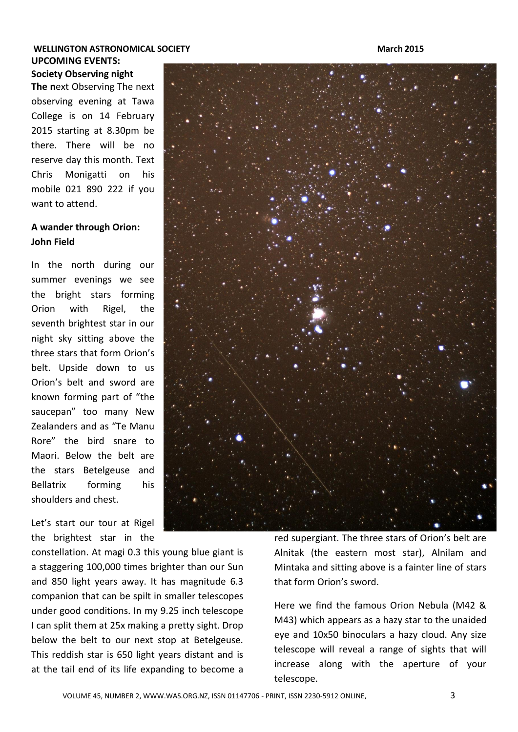## UPCOMING EVENTS:

### Society Observing night

**The n**ext Observing The next observing evening at Tawa College is on 14 February 2015 starting at 8.30pm be there. There will be no reserve day this month. Text Chris Monigatti on his mobile 021 890 222 if you want to attend.

### A wander through Orion: John Field

In the north during our summer evenings we see the bright stars forming Orion with Rigel, the seventh brightest star in our night sky sitting above the three stars that form Orion's belt. Upside down to us Orion's belt and sword are known forming part of "the saucepan" too many New Zealanders and as "Te Manu Rore" the bird snare to Maori. Below the belt are the stars Betelgeuse and Bellatrix forming his shoulders and chest.

Let's start our tour at Rigel the brightest star in the constellation. At magi 0.3 this young blue giant is a staggering 100,000 times brighter than our Sun and 850 light years away. It has magnitude 6.3 companion that can be spilt in smaller telescopes under good conditions. In my 9.25 inch telescope I can split them at 25x making a pretty sight. Drop below the belt to our next stop at Betelgeuse. This reddish star is 650 light years distant and is at the tail end of its life expanding to become a red supergiant. The three stars of Orion's belt are Alnitak (the eastern most star), Alnilam and Mintaka and sitting above is a fainter line of stars that form Orion's sword.

Here we find the famous Orion Nebula (M42 & M43) which appears as a hazy star to the unaided eye and 10x50 binoculars a hazy cloud. Any size telescope will reveal a range of sights that will increase along with the aperture of your telescope.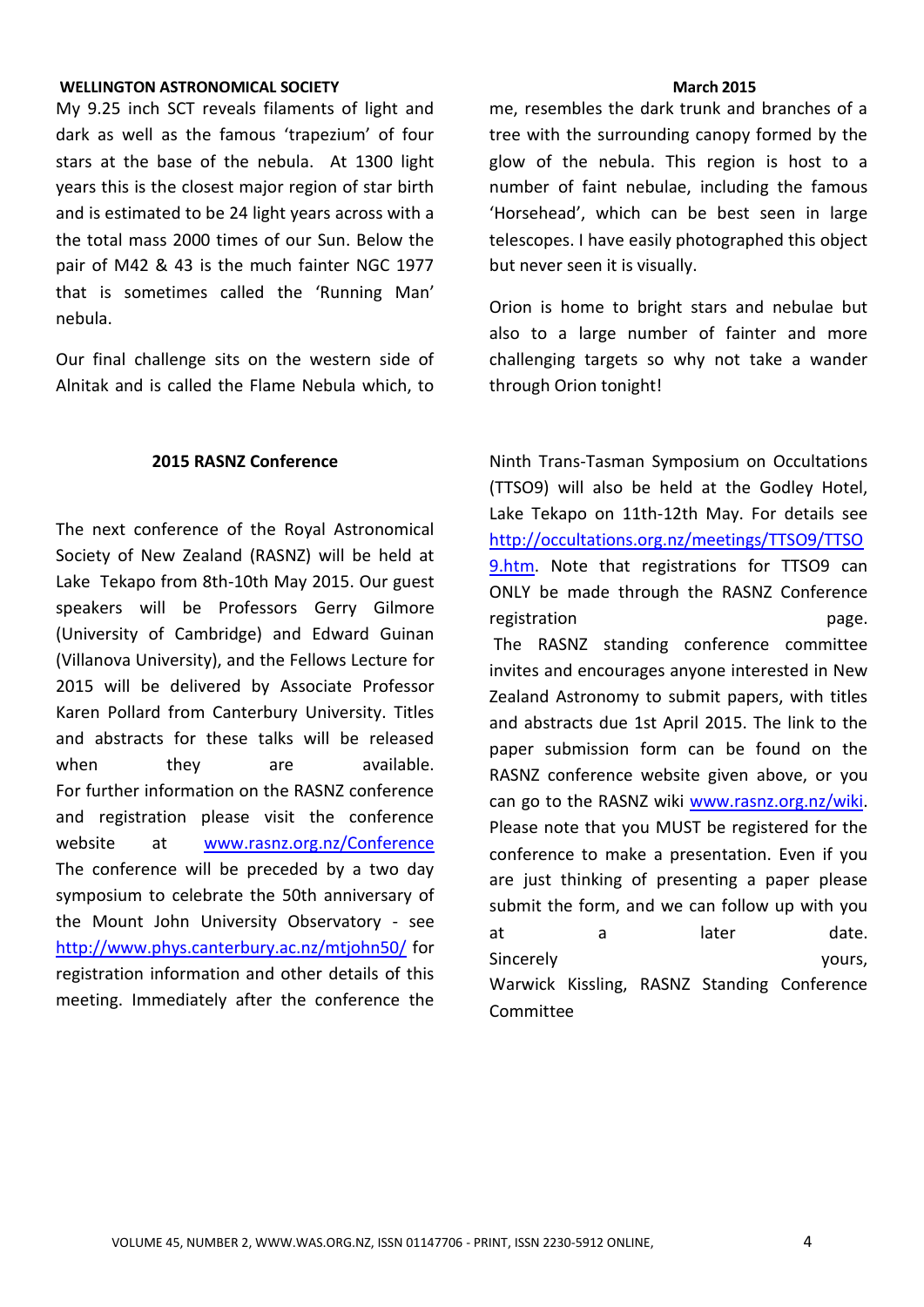My 9.25 inch SCT reveals filaments of light and dark as well as the famous 'trapezium' of four stars at the base of the nebula. At 1300 light years this is the closest major region of star birth and is estimated to be 24 light years across with a the total mass 2000 times of our Sun. Below the pair of M42 & 43 is the much fainter NGC 1977 that is sometimes called the 'Running Man' nebula.

Our final challenge sits on the western side of Alnitak and is called the Flame Nebula which, to me, resembles the dark trunk and branches of a tree with the surrounding canopy formed by the glow of the nebula. This region is host to a number of faint nebulae, including the famous 'Horsehead', which can be best seen in large telescopes. I have easily photographed this object but never seen it is visually.

Orion is home to bright stars and nebulae but also to a large number of fainter and more challenging targets so why not take a wander through Orion tonight!

## 2015 RASNZ Conference

The next conference of the Royal Astronomical Society of New Zealand (RASNZ) will be held at Lake Tekapo from 8th-10th May 2015. Our guest speakers will be Professors Gerry Gilmore (University of Cambridge) and Edward Guinan (Villanova University), and the Fellows Lecture for 2015 will be delivered by Associate Professor Karen Pollard from Canterbury University. Titles and abstracts for these talks will be released when they are available.
For further information on the RASNZ conference and registration please visit the conference website at www.rasnz.org.nz/Conference
The conference will be preceded by a two day symposium to celebrate the 50th anniversary of the Mount John University Observatory - see http://www.phys.canterbury.ac.nz/mtjohn50/ for registration information and other details of this meeting. Immediately after the conference the Ninth Trans-Tasman Symposium on Occultations (TTSO9) will also be held at the Godley Hotel, Lake Tekapo on 11th-12th May. For details see http://occultations.org.nz/meetings/TTSO9/TTSO9.htm. Note that registrations for TTSO9 can ONLY be made through the RASNZ Conference registration page.
The RASNZ standing conference committee invites and encourages anyone interested in New Zealand Astronomy to submit papers, with titles and abstracts due 1st April 2015. The link to the paper submission form can be found on the RASNZ conference website given above, or you can go to the RASNZ wiki www.rasnz.org.nz/wiki. Please note that you MUST be registered for the conference to make a presentation. Even if you are just thinking of presenting a paper please submit the form, and we can follow up with you at a later date.
Sincerely yours,
Warwick Kissling, RASNZ Standing Conference Committee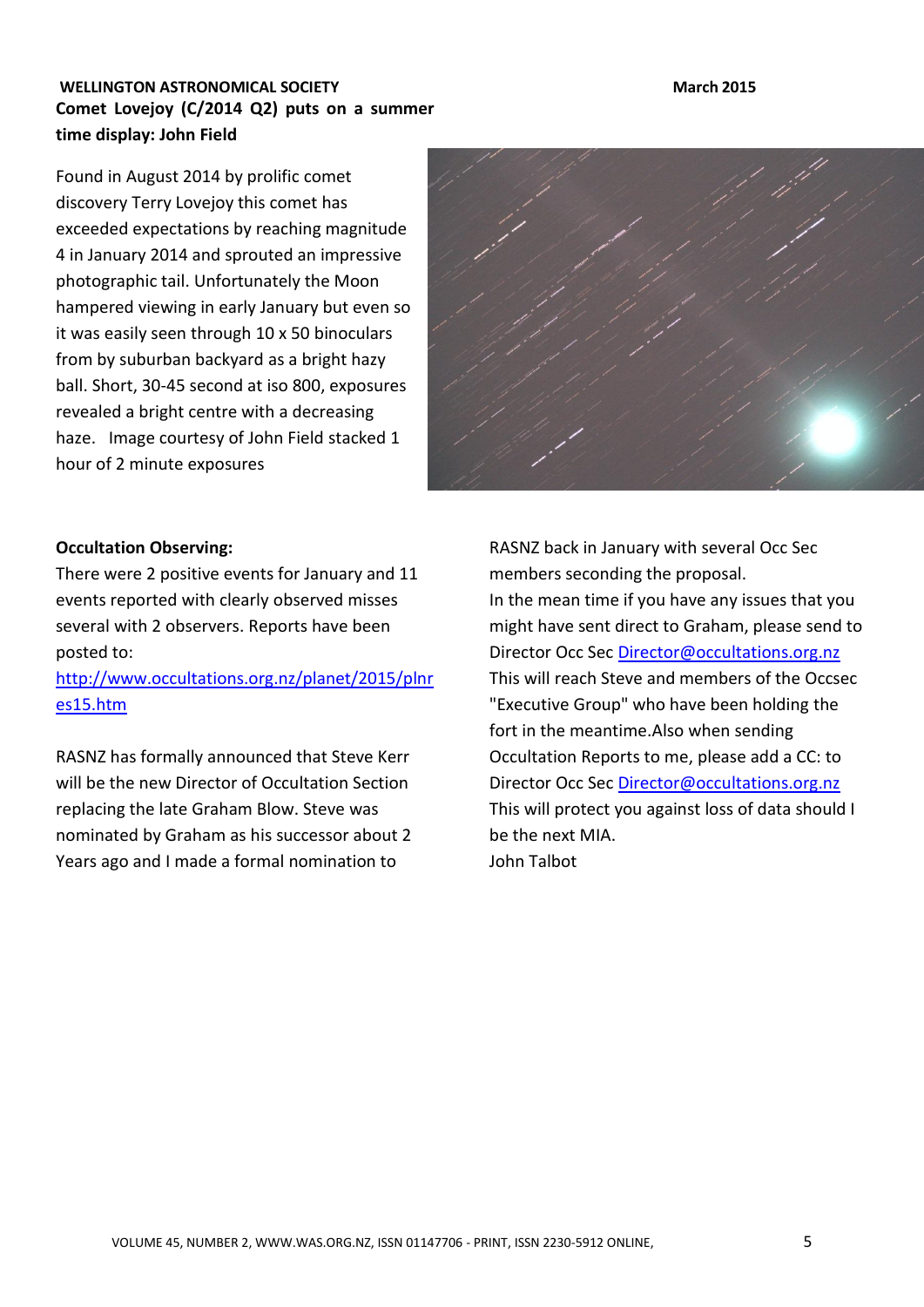## Comet Lovejoy (C/2014 Q2) puts on a summer time display: John Field

Found in August 2014 by prolific comet discovery Terry Lovejoy this comet has exceeded expectations by reaching magnitude 4 in January 2014 and sprouted an impressive photographic tail. Unfortunately the Moon hampered viewing in early January but even so it was easily seen through 10 x 50 binoculars from by suburban backyard as a bright hazy ball. Short, 30-45 second at iso 800, exposures revealed a bright centre with a decreasing haze. Image courtesy of John Field stacked 1 hour of 2 minute exposures

**Occultation Observing:**

There were 2 positive events for January and 11 events reported with clearly observed misses several with 2 observers. Reports have been posted to:

[http://www.occultations.org.nz/planet/2015/plnres15.htm](http://www.occultations.org.nz/planet/2015/plnres15.htm)

RASNZ has formally announced that Steve Kerr will be the new Director of Occultation Section replacing the late Graham Blow. Steve was nominated by Graham as his successor about 2 Years ago and I made a formal nomination to RASNZ back in January with several Occ Sec members seconding the proposal.

In the mean time if you have any issues that you might have sent direct to Graham, please send to Director Occ Sec [Director@occultations.org.nz](mailto:Director@occultations.org.nz)

This will reach Steve and members of the Occsec "Executive Group" who have been holding the fort in the meantime.Also when sending Occultation Reports to me, please add a CC: to Director Occ Sec [Director@occultations.org.nz](mailto:Director@occultations.org.nz)

This will protect you against loss of data should I be the next MIA.

John Talbot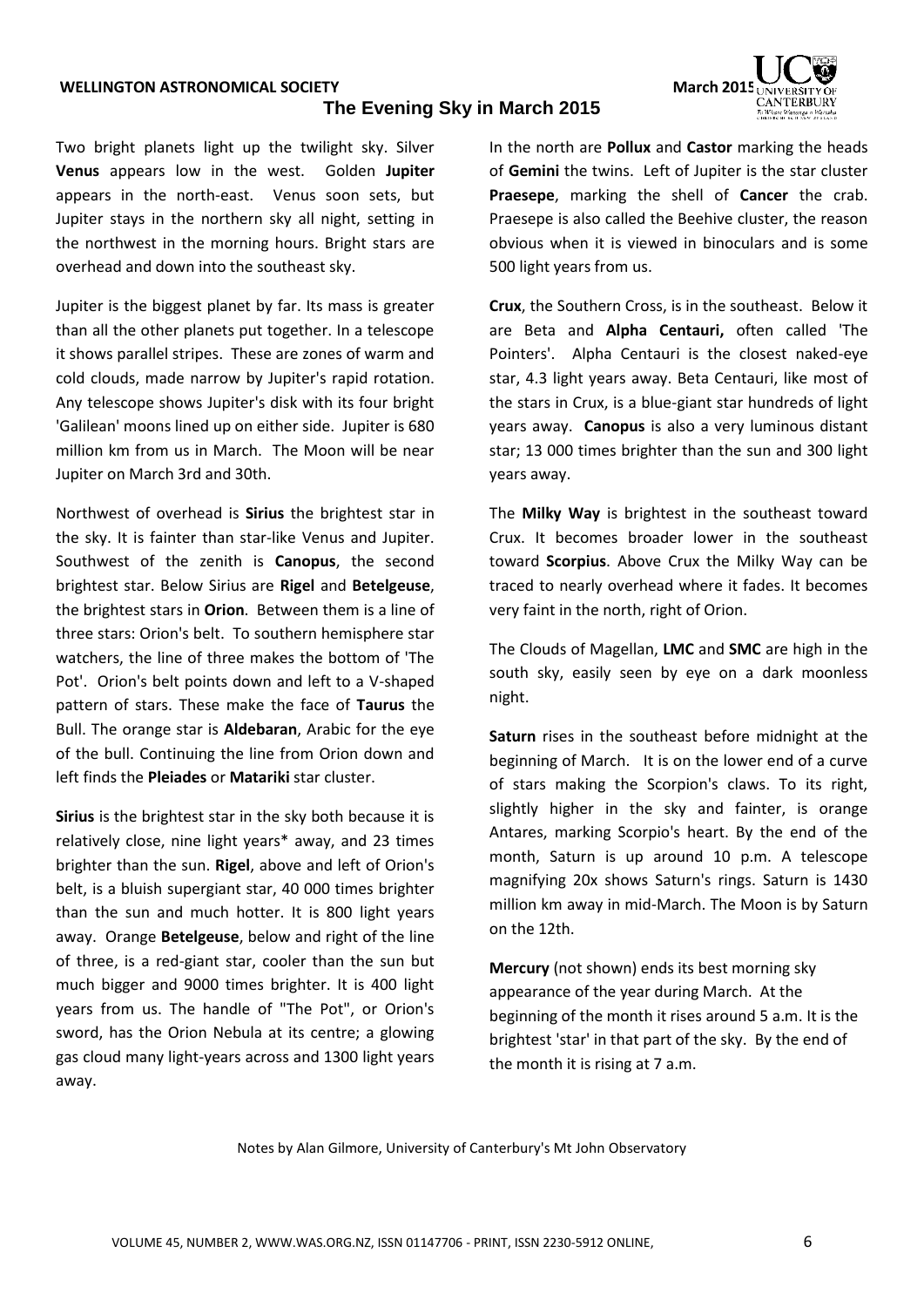# The Evening Sky in March 2015

Two bright planets light up the twilight sky. Silver **Venus** appears low in the west. Golden **Jupiter** appears in the north-east. Venus soon sets, but Jupiter stays in the northern sky all night, setting in the northwest in the morning hours. Bright stars are overhead and down into the southeast sky.

Jupiter is the biggest planet by far. Its mass is greater than all the other planets put together. In a telescope it shows parallel stripes. These are zones of warm and cold clouds, made narrow by Jupiter's rapid rotation. Any telescope shows Jupiter's disk with its four bright 'Galilean' moons lined up on either side. Jupiter is 680 million km from us in March. The Moon will be near Jupiter on March 3rd and 30th.

Northwest of overhead is **Sirius** the brightest star in the sky. It is fainter than star-like Venus and Jupiter. Southwest of the zenith is **Canopus**, the second brightest star. Below Sirius are **Rigel** and **Betelgeuse**, the brightest stars in **Orion**. Between them is a line of three stars: Orion's belt. To southern hemisphere star watchers, the line of three makes the bottom of 'The Pot'. Orion's belt points down and left to a V-shaped pattern of stars. These make the face of **Taurus** the Bull. The orange star is **Aldebaran**, Arabic for the eye of the bull. Continuing the line from Orion down and left finds the **Pleiades** or **Matariki** star cluster.

**Sirius** is the brightest star in the sky both because it is relatively close, nine light years* away, and 23 times brighter than the sun. **Rigel**, above and left of Orion's belt, is a bluish supergiant star, 40 000 times brighter than the sun and much hotter. It is 800 light years away. Orange **Betelgeuse**, below and right of the line of three, is a red-giant star, cooler than the sun but much bigger and 9000 times brighter. It is 400 light years from us. The handle of "The Pot", or Orion's sword, has the Orion Nebula at its centre; a glowing gas cloud many light-years across and 1300 light years away.

In the north are **Pollux** and **Castor** marking the heads of **Gemini** the twins. Left of Jupiter is the star cluster **Praesepe**, marking the shell of **Cancer** the crab. Praesepe is also called the Beehive cluster, the reason obvious when it is viewed in binoculars and is some 500 light years from us.

**Crux**, the Southern Cross, is in the southeast. Below it are Beta and **Alpha Centauri,** often called 'The Pointers'. Alpha Centauri is the closest naked-eye star, 4.3 light years away. Beta Centauri, like most of the stars in Crux, is a blue-giant star hundreds of light years away. **Canopus** is also a very luminous distant star; 13 000 times brighter than the sun and 300 light years away.

The **Milky Way** is brightest in the southeast toward Crux. It becomes broader lower in the southeast toward **Scorpius**. Above Crux the Milky Way can be traced to nearly overhead where it fades. It becomes very faint in the north, right of Orion.

The Clouds of Magellan, **LMC** and **SMC** are high in the south sky, easily seen by eye on a dark moonless night.

**Saturn** rises in the southeast before midnight at the beginning of March. It is on the lower end of a curve of stars making the Scorpion's claws. To its right, slightly higher in the sky and fainter, is orange Antares, marking Scorpio's heart. By the end of the month, Saturn is up around 10 p.m. A telescope magnifying 20x shows Saturn's rings. Saturn is 1430 million km away in mid-March. The Moon is by Saturn on the 12th.

**Mercury** (not shown) ends its best morning sky appearance of the year during March. At the beginning of the month it rises around 5 a.m. It is the brightest 'star' in that part of the sky. By the end of the month it is rising at 7 a.m.

Notes by Alan Gilmore, University of Canterbury's Mt John Observatory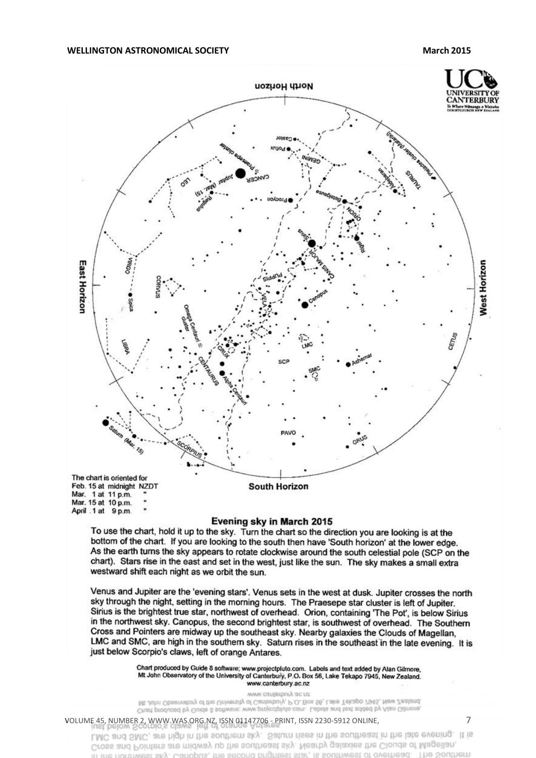North Horizon

East Horizon

West Horizon

South Horizon

The chart is oriented for
Feb. 15 at midnight NZDT
Mar. 1 at 11 p.m. "
Mar. 15 at 10 p.m. "
April .1 at 9 p.m. "

## Evening sky in March 2015

To use the chart, hold it up to the sky. Turn the chart so the direction you are looking is at the bottom of the chart. If you are looking to the south then have 'South horizon' at the lower edge. As the earth turns the sky appears to rotate clockwise around the south celestial pole (SCP on the chart). Stars rise in the east and set in the west, just like the sun. The sky makes a small extra westward shift each night as we orbit the sun.

Venus and Jupiter are the 'evening stars'. Venus sets in the west at dusk. Jupiter crosses the north sky through the night, setting in the morning hours. The Praesepe star cluster is left of Jupiter. Sirius is the brightest true star, northwest of overhead. Orion, containing 'The Pot', is below Sirius in the northwest sky. Canopus, the second brightest star, is southwest of overhead. The Southern Cross and Pointers are midway up the southeast sky. Nearby galaxies the Clouds of Magellan, LMC and SMC, are high in the southern sky. Saturn rises in the southeast in the late evening. It is just below Scorpio's claws, left of orange Antares.

Chart produced by Guide 8 software; www.projectpluto.com. Labels and text added by Alan Gilmore, Mt John Observatory of the University of Canterbury, P.O. Box 56, Lake Tekapo 7945, New Zealand. www.canterbury.ac.nz